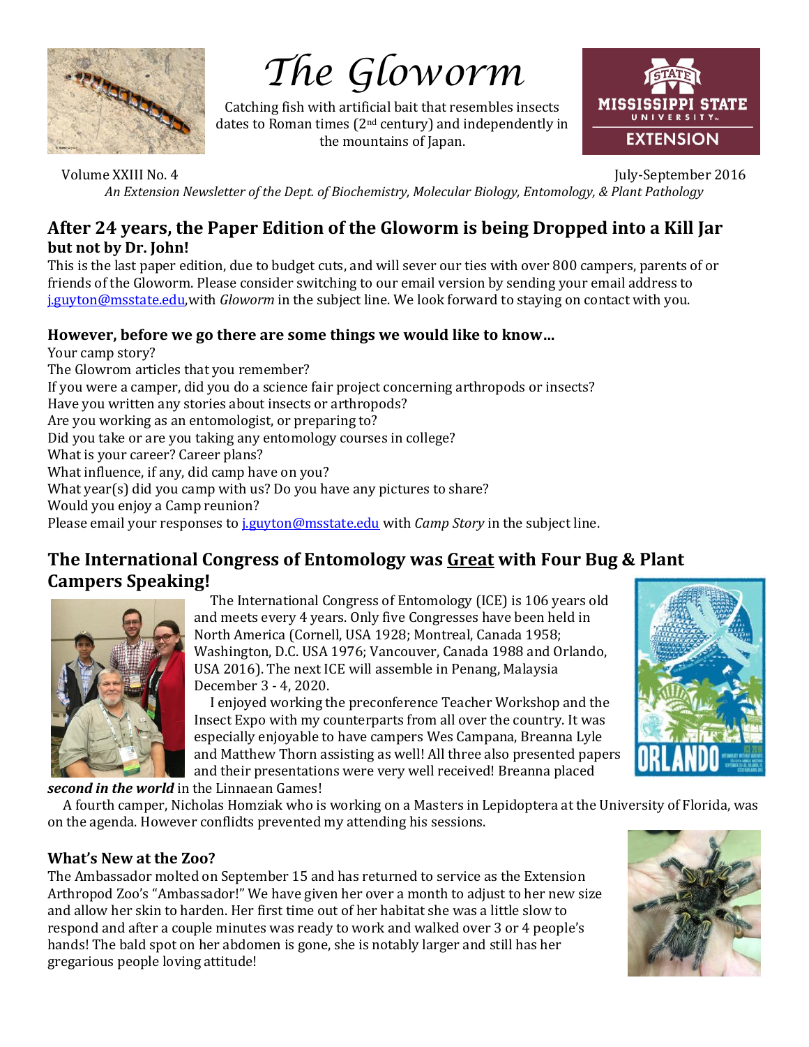# The Gloworm

Catching fish with artificial bait that resembles insects dates to Roman times (2nd century) and independently in the mountains of Japan.

Volume XXIII No. 4 July-September 2016

*An Extension Newsletter of the Dept. of Biochemistry, Molecular Biology, Entomology, & Plant Pathology*

## After 24 years, the Paper Edition of the Gloworm is being Dropped into a Kill Jar

**but not by Dr. John!**

This is the last paper edition, due to budget cuts, and will sever our ties with over 800 campers, parents of or friends of the Gloworm. Please consider switching to our email version by sending your email address to j.guyton@msstate.edu,with *Gloworm* in the subject line. We look forward to staying on contact with you.

### However, before we go there are some things we would like to know…

Your camp story?
The Glowrom articles that you remember?
If you were a camper, did you do a science fair project concerning arthropods or insects?
Have you written any stories about insects or arthropods?
Are you working as an entomologist, or preparing to?
Did you take or are you taking any entomology courses in college?
What is your career? Career plans?
What influence, if any, did camp have on you?
What year(s) did you camp with us? Do you have any pictures to share?
Would you enjoy a Camp reunion?
Please email your responses to j.guyton@msstate.edu with *Camp Story* in the subject line.

## The International Congress of Entomology was Great with Four Bug & Plant Campers Speaking!

The International Congress of Entomology (ICE) is 106 years old and meets every 4 years. Only five Congresses have been held in North America (Cornell, USA 1928; Montreal, Canada 1958; Washington, D.C. USA 1976; Vancouver, Canada 1988 and Orlando, USA 2016). The next ICE will assemble in Penang, Malaysia December 3 - 4, 2020.

I enjoyed working the preconference Teacher Workshop and the Insect Expo with my counterparts from all over the country. It was especially enjoyable to have campers Wes Campana, Breanna Lyle and Matthew Thorn assisting as well! All three also presented papers and their presentations were very well received! Breanna placed ***second in the world*** in the Linnaean Games!

A fourth camper, Nicholas Homziak who is working on a Masters in Lepidoptera at the University of Florida, was on the agenda. However conflidts prevented my attending his sessions.

### What's New at the Zoo?

The Ambassador molted on September 15 and has returned to service as the Extension Arthropod Zoo's "Ambassador!" We have given her over a month to adjust to her new size and allow her skin to harden. Her first time out of her habitat she was a little slow to respond and after a couple minutes was ready to work and walked over 3 or 4 people's hands! The bald spot on her abdomen is gone, she is notably larger and still has her gregarious people loving attitude!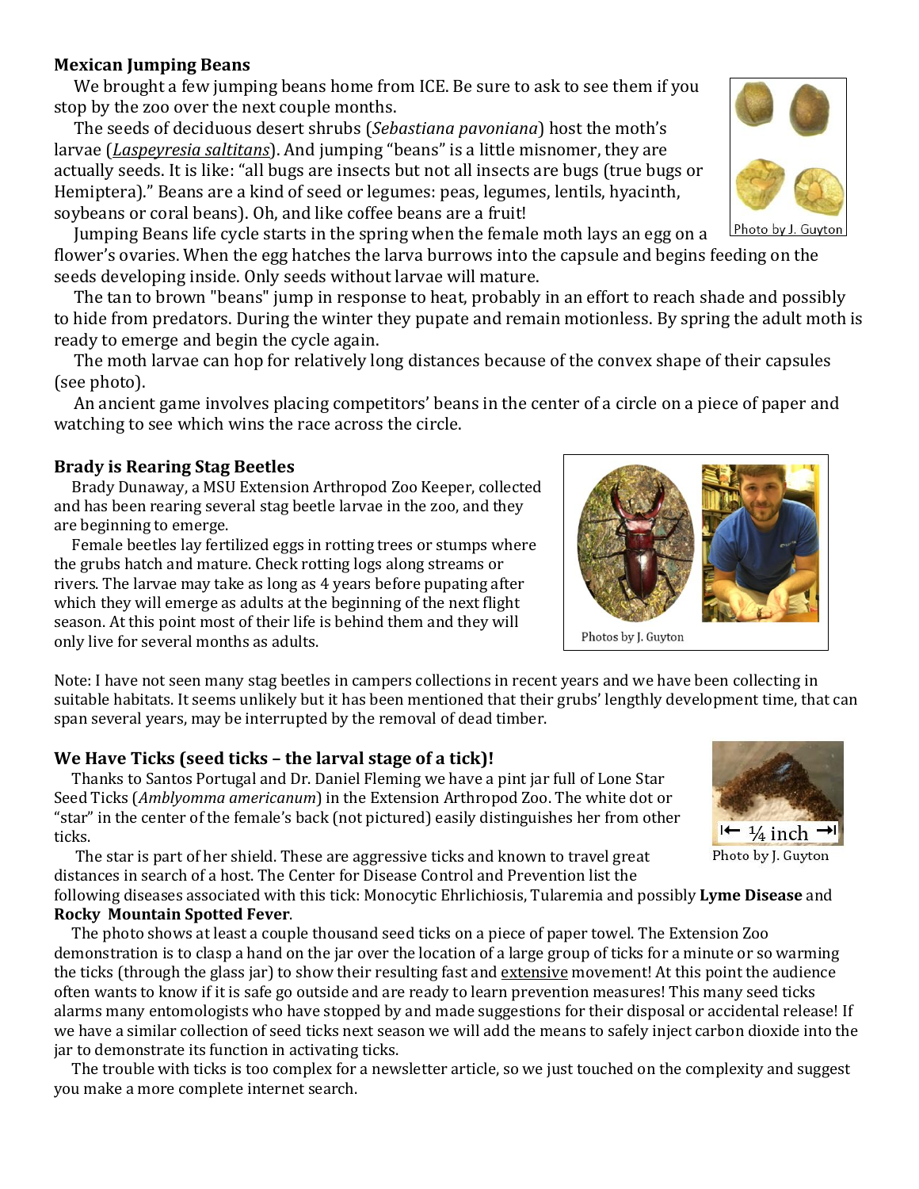### Mexican Jumping Beans

We brought a few jumping beans home from ICE. Be sure to ask to see them if you stop by the zoo over the next couple months.

The seeds of deciduous desert shrubs (*Sebastiana pavoniana*) host the moth's larvae (*Laspeyresia saltitans*). And jumping "beans" is a little misnomer, they are actually seeds. It is like: "all bugs are insects but not all insects are bugs (true bugs or Hemiptera)." Beans are a kind of seed or legumes: peas, legumes, lentils, hyacinth, soybeans or coral beans). Oh, and like coffee beans are a fruit!

Photo by J. Guyton

Jumping Beans life cycle starts in the spring when the female moth lays an egg on a flower's ovaries. When the egg hatches the larva burrows into the capsule and begins feeding on the seeds developing inside. Only seeds without larvae will mature.

The tan to brown "beans" jump in response to heat, probably in an effort to reach shade and possibly to hide from predators. During the winter they pupate and remain motionless. By spring the adult moth is ready to emerge and begin the cycle again.

The moth larvae can hop for relatively long distances because of the convex shape of their capsules (see photo).

An ancient game involves placing competitors' beans in the center of a circle on a piece of paper and watching to see which wins the race across the circle.

### Brady is Rearing Stag Beetles

Brady Dunaway, a MSU Extension Arthropod Zoo Keeper, collected and has been rearing several stag beetle larvae in the zoo, and they are beginning to emerge.

Female beetles lay fertilized eggs in rotting trees or stumps where the grubs hatch and mature. Check rotting logs along streams or rivers. The larvae may take as long as 4 years before pupating after which they will emerge as adults at the beginning of the next flight season. At this point most of their life is behind them and they will only live for several months as adults.

Photos by J. Guyton

Note: I have not seen many stag beetles in campers collections in recent years and we have been collecting in suitable habitats. It seems unlikely but it has been mentioned that their grubs' lengthly development time, that can span several years, may be interrupted by the removal of dead timber.

### We Have Ticks (seed ticks – the larval stage of a tick)!

Thanks to Santos Portugal and Dr. Daniel Fleming we have a pint jar full of Lone Star Seed Ticks (*Amblyomma americanum*) in the Extension Arthropod Zoo. The white dot or "star" in the center of the female's back (not pictured) easily distinguishes her from other ticks.

|← ¼ inch →|

Photo by J. Guyton

The star is part of her shield. These are aggressive ticks and known to travel great distances in search of a host. The Center for Disease Control and Prevention list the following diseases associated with this tick: Monocytic Ehrlichiosis, Tularemia and possibly **Lyme Disease** and **Rocky Mountain Spotted Fever**.

The photo shows at least a couple thousand seed ticks on a piece of paper towel. The Extension Zoo demonstration is to clasp a hand on the jar over the location of a large group of ticks for a minute or so warming the ticks (through the glass jar) to show their resulting fast and extensive movement! At this point the audience often wants to know if it is safe go outside and are ready to learn prevention measures! This many seed ticks alarms many entomologists who have stopped by and made suggestions for their disposal or accidental release! If we have a similar collection of seed ticks next season we will add the means to safely inject carbon dioxide into the jar to demonstrate its function in activating ticks.

The trouble with ticks is too complex for a newsletter article, so we just touched on the complexity and suggest you make a more complete internet search.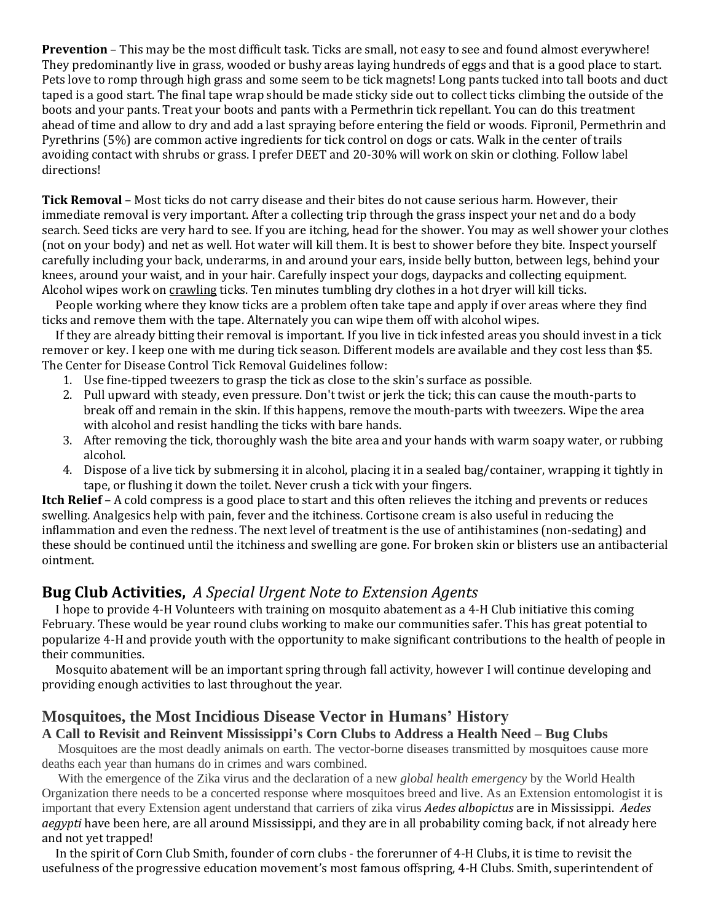**Prevention** – This may be the most difficult task. Ticks are small, not easy to see and found almost everywhere! They predominantly live in grass, wooded or bushy areas laying hundreds of eggs and that is a good place to start. Pets love to romp through high grass and some seem to be tick magnets! Long pants tucked into tall boots and duct taped is a good start. The final tape wrap should be made sticky side out to collect ticks climbing the outside of the boots and your pants. Treat your boots and pants with a Permethrin tick repellant. You can do this treatment ahead of time and allow to dry and add a last spraying before entering the field or woods. Fipronil, Permethrin and Pyrethrins (5%) are common active ingredients for tick control on dogs or cats. Walk in the center of trails avoiding contact with shrubs or grass. I prefer DEET and 20-30% will work on skin or clothing. Follow label directions!

**Tick Removal** – Most ticks do not carry disease and their bites do not cause serious harm. However, their immediate removal is very important. After a collecting trip through the grass inspect your net and do a body search. Seed ticks are very hard to see. If you are itching, head for the shower. You may as well shower your clothes (not on your body) and net as well. Hot water will kill them. It is best to shower before they bite. Inspect yourself carefully including your back, underarms, in and around your ears, inside belly button, between legs, behind your knees, around your waist, and in your hair. Carefully inspect your dogs, daypacks and collecting equipment. Alcohol wipes work on crawling ticks. Ten minutes tumbling dry clothes in a hot dryer will kill ticks.

People working where they know ticks are a problem often take tape and apply if over areas where they find ticks and remove them with the tape. Alternately you can wipe them off with alcohol wipes.

If they are already bitting their removal is important. If you live in tick infested areas you should invest in a tick remover or key. I keep one with me during tick season. Different models are available and they cost less than $5. The Center for Disease Control Tick Removal Guidelines follow:

1. Use fine-tipped tweezers to grasp the tick as close to the skin's surface as possible.
2. Pull upward with steady, even pressure. Don't twist or jerk the tick; this can cause the mouth-parts to break off and remain in the skin. If this happens, remove the mouth-parts with tweezers. Wipe the area with alcohol and resist handling the ticks with bare hands.
3. After removing the tick, thoroughly wash the bite area and your hands with warm soapy water, or rubbing alcohol.
4. Dispose of a live tick by submersing it in alcohol, placing it in a sealed bag/container, wrapping it tightly in tape, or flushing it down the toilet. Never crush a tick with your fingers.

**Itch Relief** – A cold compress is a good place to start and this often relieves the itching and prevents or reduces swelling. Analgesics help with pain, fever and the itchiness. Cortisone cream is also useful in reducing the inflammation and even the redness. The next level of treatment is the use of antihistamines (non-sedating) and these should be continued until the itchiness and swelling are gone. For broken skin or blisters use an antibacterial ointment.

## Bug Club Activities, *A Special Urgent Note to Extension Agents*

I hope to provide 4-H Volunteers with training on mosquito abatement as a 4-H Club initiative this coming February. These would be year round clubs working to make our communities safer. This has great potential to popularize 4-H and provide youth with the opportunity to make significant contributions to the health of people in their communities.

Mosquito abatement will be an important spring through fall activity, however I will continue developing and providing enough activities to last throughout the year.

## Mosquitoes, the Most Incidious Disease Vector in Humans' History

### A Call to Revisit and Reinvent Mississippi's Corn Clubs to Address a Health Need – Bug Clubs

Mosquitoes are the most deadly animals on earth. The vector-borne diseases transmitted by mosquitoes cause more deaths each year than humans do in crimes and wars combined.

With the emergence of the Zika virus and the declaration of a new *global health emergency* by the World Health Organization there needs to be a concerted response where mosquitoes breed and live. As an Extension entomologist it is important that every Extension agent understand that carriers of zika virus *Aedes albopictus* are in Mississippi. *Aedes aegypti* have been here, are all around Mississippi, and they are in all probability coming back, if not already here and not yet trapped!

In the spirit of Corn Club Smith, founder of corn clubs - the forerunner of 4-H Clubs, it is time to revisit the usefulness of the progressive education movement's most famous offspring, 4-H Clubs. Smith, superintendent of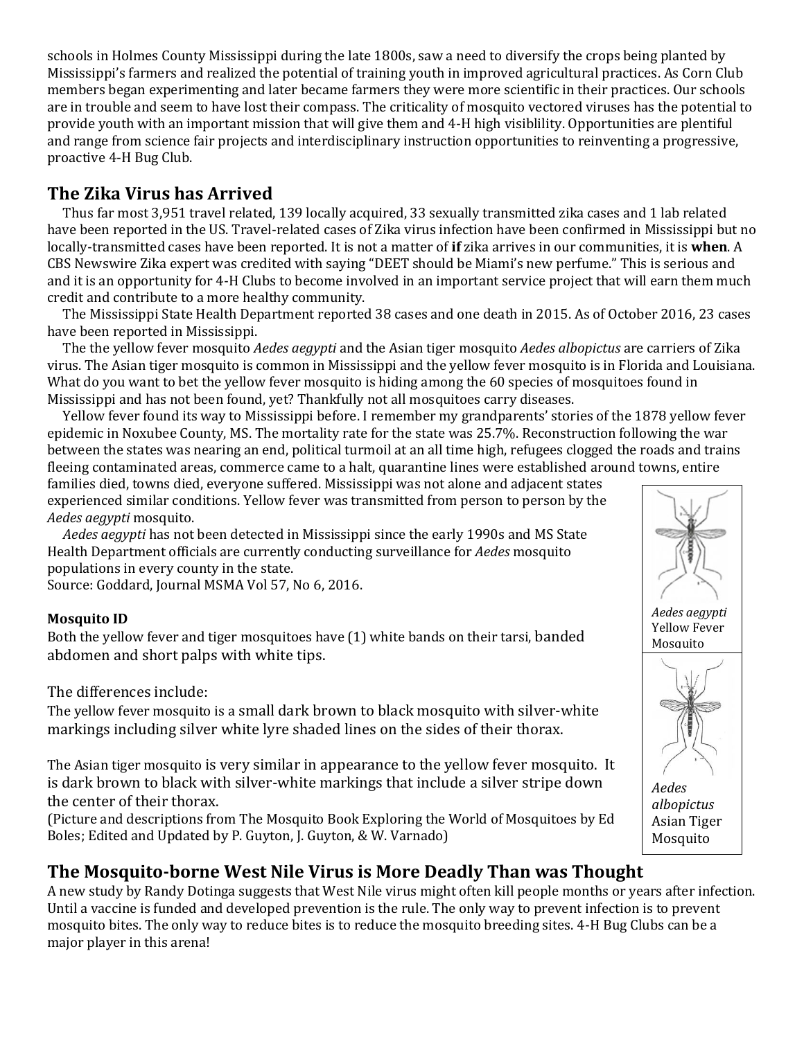schools in Holmes County Mississippi during the late 1800s, saw a need to diversify the crops being planted by Mississippi's farmers and realized the potential of training youth in improved agricultural practices. As Corn Club members began experimenting and later became farmers they were more scientific in their practices. Our schools are in trouble and seem to have lost their compass. The criticality of mosquito vectored viruses has the potential to provide youth with an important mission that will give them and 4-H high visiblility. Opportunities are plentiful and range from science fair projects and interdisciplinary instruction opportunities to reinventing a progressive, proactive 4-H Bug Club.

## The Zika Virus has Arrived

Thus far most 3,951 travel related, 139 locally acquired, 33 sexually transmitted zika cases and 1 lab related have been reported in the US. Travel-related cases of Zika virus infection have been confirmed in Mississippi but no locally-transmitted cases have been reported. It is not a matter of **if** zika arrives in our communities, it is **when**. A CBS Newswire Zika expert was credited with saying "DEET should be Miami's new perfume." This is serious and and it is an opportunity for 4-H Clubs to become involved in an important service project that will earn them much credit and contribute to a more healthy community.

The Mississippi State Health Department reported 38 cases and one death in 2015. As of October 2016, 23 cases have been reported in Mississippi.

The the yellow fever mosquito *Aedes aegypti* and the Asian tiger mosquito *Aedes albopictus* are carriers of Zika virus. The Asian tiger mosquito is common in Mississippi and the yellow fever mosquito is in Florida and Louisiana. What do you want to bet the yellow fever mosquito is hiding among the 60 species of mosquitoes found in Mississippi and has not been found, yet? Thankfully not all mosquitoes carry diseases.

Yellow fever found its way to Mississippi before. I remember my grandparents' stories of the 1878 yellow fever epidemic in Noxubee County, MS. The mortality rate for the state was 25.7%. Reconstruction following the war between the states was nearing an end, political turmoil at an all time high, refugees clogged the roads and trains fleeing contaminated areas, commerce came to a halt, quarantine lines were established around towns, entire families died, towns died, everyone suffered. Mississippi was not alone and adjacent states experienced similar conditions. Yellow fever was transmitted from person to person by the *Aedes aegypti* mosquito.

*Aedes aegypti* has not been detected in Mississippi since the early 1990s and MS State Health Department officials are currently conducting surveillance for *Aedes* mosquito populations in every county in the state.

Source: Goddard, Journal MSMA Vol 57, No 6, 2016.

*Aedes aegypti* Yellow Fever Mosquito

*Aedes albopictus* Asian Tiger Mosquito

#### Mosquito ID

Both the yellow fever and tiger mosquitoes have (1) white bands on their tarsi, banded abdomen and short palps with white tips.

The differences include:

The yellow fever mosquito is a small dark brown to black mosquito with silver-white markings including silver white lyre shaded lines on the sides of their thorax.

The Asian tiger mosquito is very similar in appearance to the yellow fever mosquito. It is dark brown to black with silver-white markings that include a silver stripe down the center of their thorax.

(Picture and descriptions from The Mosquito Book Exploring the World of Mosquitoes by Ed Boles; Edited and Updated by P. Guyton, J. Guyton, & W. Varnado)

## The Mosquito-borne West Nile Virus is More Deadly Than was Thought

A new study by Randy Dotinga suggests that West Nile virus might often kill people months or years after infection. Until a vaccine is funded and developed prevention is the rule. The only way to prevent infection is to prevent mosquito bites. The only way to reduce bites is to reduce the mosquito breeding sites. 4-H Bug Clubs can be a major player in this arena!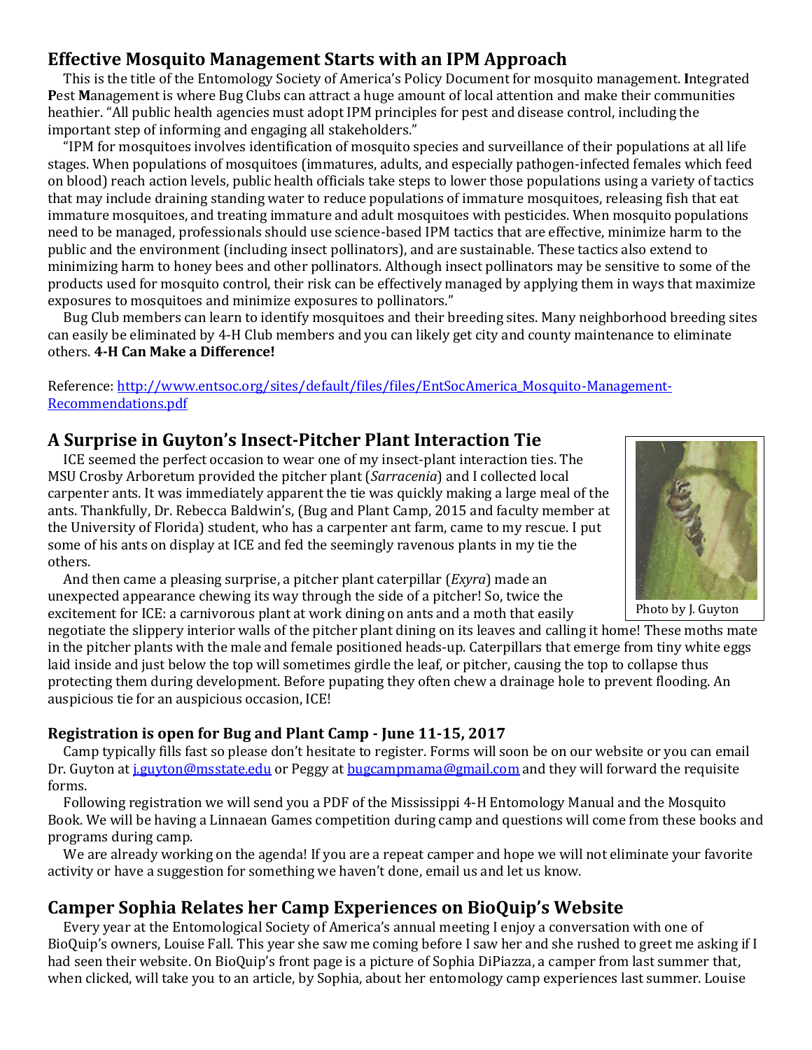## Effective Mosquito Management Starts with an IPM Approach

This is the title of the Entomology Society of America's Policy Document for mosquito management. **I**ntegrated **P**est **M**anagement is where Bug Clubs can attract a huge amount of local attention and make their communities heathier. "All public health agencies must adopt IPM principles for pest and disease control, including the important step of informing and engaging all stakeholders."

"IPM for mosquitoes involves identification of mosquito species and surveillance of their populations at all life stages. When populations of mosquitoes (immatures, adults, and especially pathogen-infected females which feed on blood) reach action levels, public health officials take steps to lower those populations using a variety of tactics that may include draining standing water to reduce populations of immature mosquitoes, releasing fish that eat immature mosquitoes, and treating immature and adult mosquitoes with pesticides. When mosquito populations need to be managed, professionals should use science-based IPM tactics that are effective, minimize harm to the public and the environment (including insect pollinators), and are sustainable. These tactics also extend to minimizing harm to honey bees and other pollinators. Although insect pollinators may be sensitive to some of the products used for mosquito control, their risk can be effectively managed by applying them in ways that maximize exposures to mosquitoes and minimize exposures to pollinators."

Bug Club members can learn to identify mosquitoes and their breeding sites. Many neighborhood breeding sites can easily be eliminated by 4-H Club members and you can likely get city and county maintenance to eliminate others. **4-H Can Make a Difference!**

Reference: [http://www.entsoc.org/sites/default/files/files/EntSocAmerica_Mosquito-Management-Recommendations.pdf](http://www.entsoc.org/sites/default/files/files/EntSocAmerica_Mosquito-Management-Recommendations.pdf)

## A Surprise in Guyton's Insect-Pitcher Plant Interaction Tie

ICE seemed the perfect occasion to wear one of my insect-plant interaction ties. The MSU Crosby Arboretum provided the pitcher plant (*Sarracenia*) and I collected local carpenter ants. It was immediately apparent the tie was quickly making a large meal of the ants. Thankfully, Dr. Rebecca Baldwin's, (Bug and Plant Camp, 2015 and faculty member at the University of Florida) student, who has a carpenter ant farm, came to my rescue. I put some of his ants on display at ICE and fed the seemingly ravenous plants in my tie the others.

Photo by J. Guyton

And then came a pleasing surprise, a pitcher plant caterpillar (*Exyra*) made an unexpected appearance chewing its way through the side of a pitcher! So, twice the excitement for ICE: a carnivorous plant at work dining on ants and a moth that easily negotiate the slippery interior walls of the pitcher plant dining on its leaves and calling it home! These moths mate in the pitcher plants with the male and female positioned heads-up. Caterpillars that emerge from tiny white eggs laid inside and just below the top will sometimes girdle the leaf, or pitcher, causing the top to collapse thus protecting them during development. Before pupating they often chew a drainage hole to prevent flooding. An auspicious tie for an auspicious occasion, ICE!

### Registration is open for Bug and Plant Camp - June 11-15, 2017

Camp typically fills fast so please don't hesitate to register. Forms will soon be on our website or you can email Dr. Guyton at [j.guyton@msstate.edu](mailto:j.guyton@msstate.edu) or Peggy at [bugcampmama@gmail.com](mailto:bugcampmama@gmail.com) and they will forward the requisite forms.

Following registration we will send you a PDF of the Mississippi 4-H Entomology Manual and the Mosquito Book. We will be having a Linnaean Games competition during camp and questions will come from these books and programs during camp.

We are already working on the agenda! If you are a repeat camper and hope we will not eliminate your favorite activity or have a suggestion for something we haven't done, email us and let us know.

## Camper Sophia Relates her Camp Experiences on BioQuip's Website

Every year at the Entomological Society of America's annual meeting I enjoy a conversation with one of BioQuip's owners, Louise Fall. This year she saw me coming before I saw her and she rushed to greet me asking if I had seen their website. On BioQuip's front page is a picture of Sophia DiPiazza, a camper from last summer that, when clicked, will take you to an article, by Sophia, about her entomology camp experiences last summer. Louise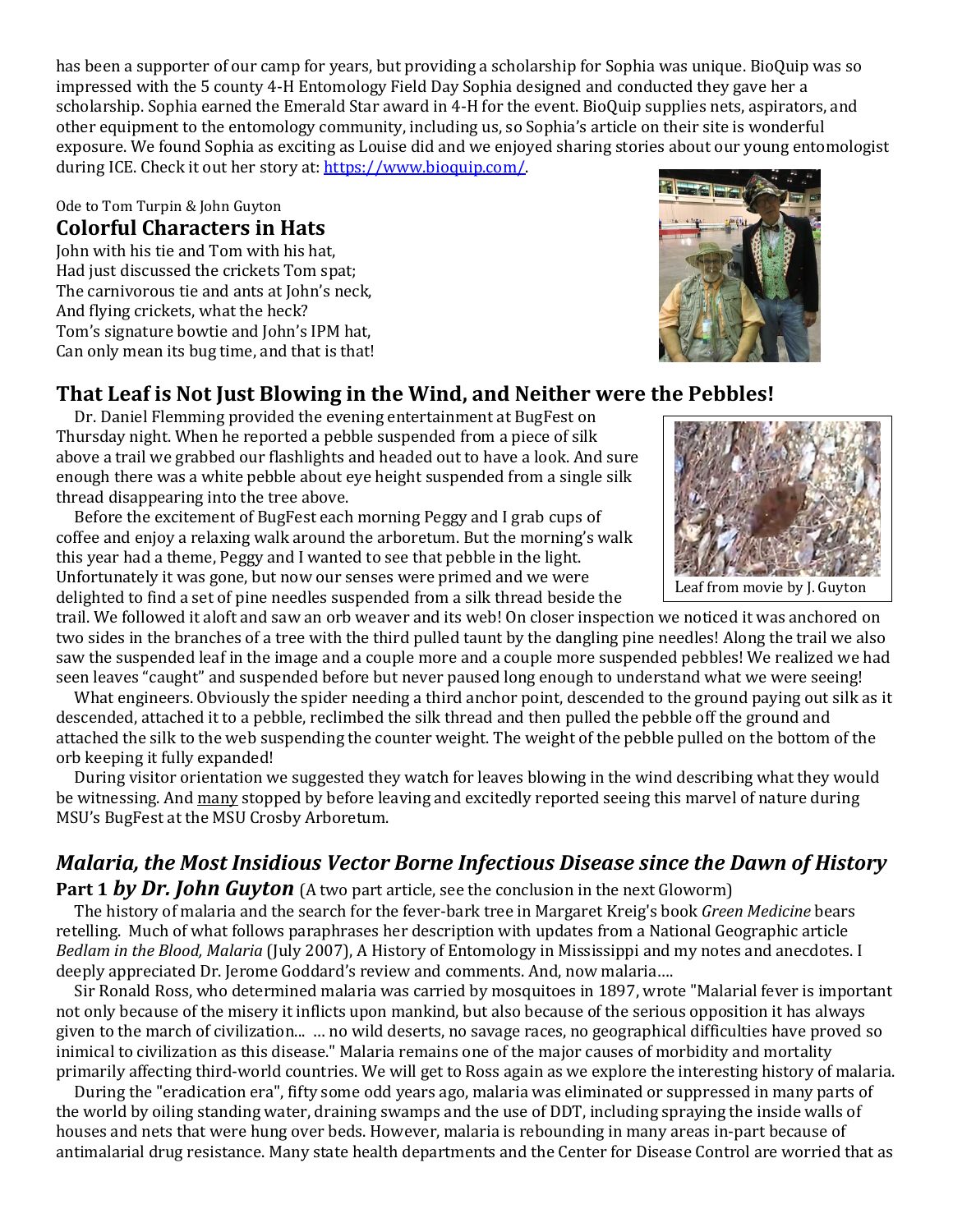has been a supporter of our camp for years, but providing a scholarship for Sophia was unique. BioQuip was so impressed with the 5 county 4-H Entomology Field Day Sophia designed and conducted they gave her a scholarship. Sophia earned the Emerald Star award in 4-H for the event. BioQuip supplies nets, aspirators, and other equipment to the entomology community, including us, so Sophia's article on their site is wonderful exposure. We found Sophia as exciting as Louise did and we enjoyed sharing stories about our young entomologist during ICE. Check it out her story at: https://www.bioquip.com/.

Ode to Tom Turpin & John Guyton

## Colorful Characters in Hats

John with his tie and Tom with his hat,
Had just discussed the crickets Tom spat;
The carnivorous tie and ants at John's neck,
And flying crickets, what the heck?
Tom's signature bowtie and John's IPM hat,
Can only mean its bug time, and that is that!

## That Leaf is Not Just Blowing in the Wind, and Neither were the Pebbles!

Dr. Daniel Flemming provided the evening entertainment at BugFest on Thursday night. When he reported a pebble suspended from a piece of silk above a trail we grabbed our flashlights and headed out to have a look. And sure enough there was a white pebble about eye height suspended from a single silk thread disappearing into the tree above.

Before the excitement of BugFest each morning Peggy and I grab cups of coffee and enjoy a relaxing walk around the arboretum. But the morning's walk this year had a theme, Peggy and I wanted to see that pebble in the light. Unfortunately it was gone, but now our senses were primed and we were delighted to find a set of pine needles suspended from a silk thread beside the trail. We followed it aloft and saw an orb weaver and its web! On closer inspection we noticed it was anchored on two sides in the branches of a tree with the third pulled taunt by the dangling pine needles! Along the trail we also saw the suspended leaf in the image and a couple more and a couple more suspended pebbles! We realized we had seen leaves "caught" and suspended before but never paused long enough to understand what we were seeing!

Leaf from movie by J. Guyton

What engineers. Obviously the spider needing a third anchor point, descended to the ground paying out silk as it descended, attached it to a pebble, reclimbed the silk thread and then pulled the pebble off the ground and attached the silk to the web suspending the counter weight. The weight of the pebble pulled on the bottom of the orb keeping it fully expanded!

During visitor orientation we suggested they watch for leaves blowing in the wind describing what they would be witnessing. And many stopped by before leaving and excitedly reported seeing this marvel of nature during MSU's BugFest at the MSU Crosby Arboretum.

## *Malaria, the Most Insidious Vector Borne Infectious Disease since the Dawn of History*

**Part 1 *by Dr. John Guyton*** (A two part article, see the conclusion in the next Gloworm)

The history of malaria and the search for the fever-bark tree in Margaret Kreig's book *Green Medicine* bears retelling. Much of what follows paraphrases her description with updates from a National Geographic article *Bedlam in the Blood, Malaria* (July 2007), A History of Entomology in Mississippi and my notes and anecdotes. I deeply appreciated Dr. Jerome Goddard's review and comments. And, now malaria….

Sir Ronald Ross, who determined malaria was carried by mosquitoes in 1897, wrote "Malarial fever is important not only because of the misery it inflicts upon mankind, but also because of the serious opposition it has always given to the march of civilization... … no wild deserts, no savage races, no geographical difficulties have proved so inimical to civilization as this disease." Malaria remains one of the major causes of morbidity and mortality primarily affecting third-world countries. We will get to Ross again as we explore the interesting history of malaria.

During the "eradication era", fifty some odd years ago, malaria was eliminated or suppressed in many parts of the world by oiling standing water, draining swamps and the use of DDT, including spraying the inside walls of houses and nets that were hung over beds. However, malaria is rebounding in many areas in-part because of antimalarial drug resistance. Many state health departments and the Center for Disease Control are worried that as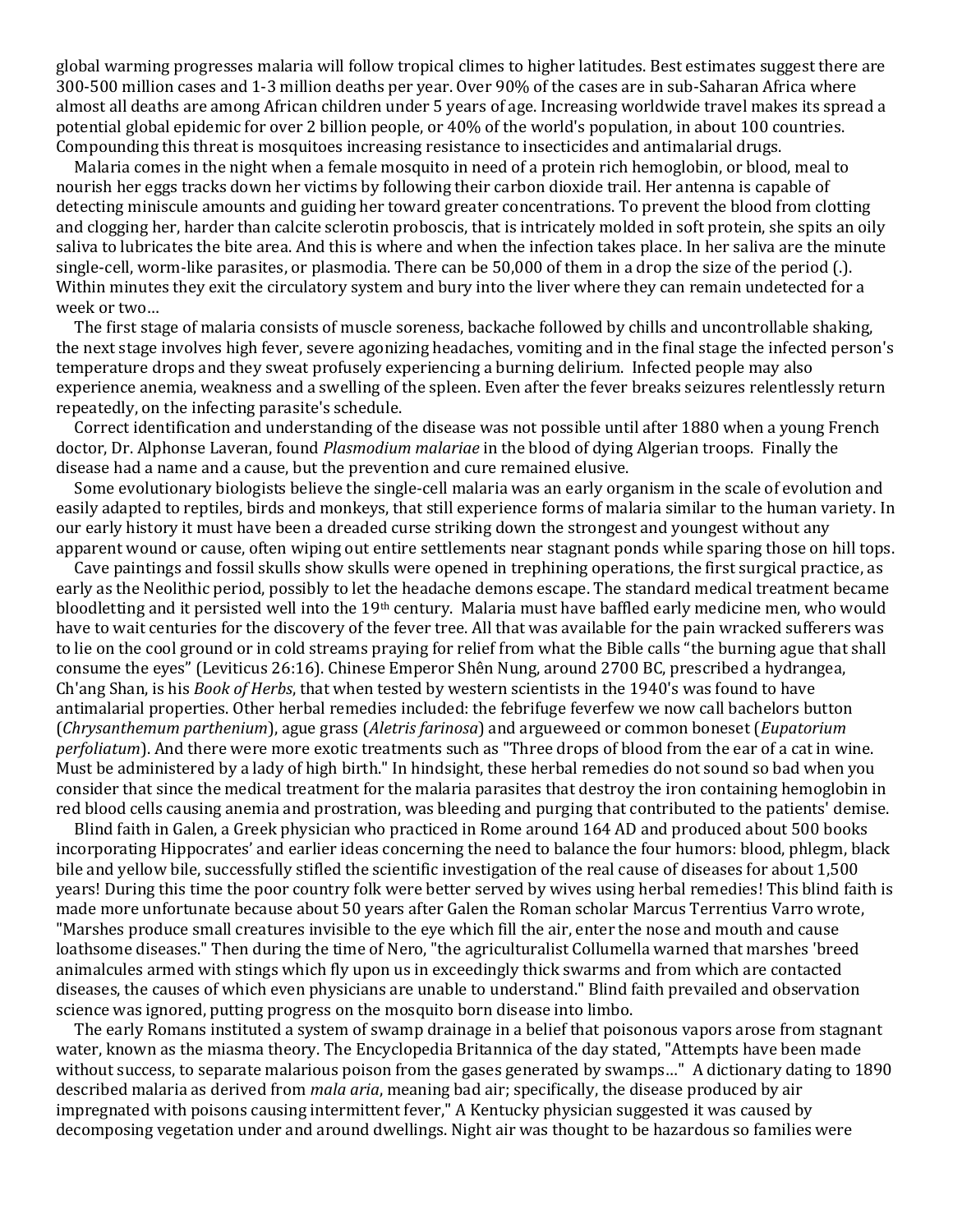global warming progresses malaria will follow tropical climes to higher latitudes. Best estimates suggest there are 300-500 million cases and 1-3 million deaths per year. Over 90% of the cases are in sub-Saharan Africa where almost all deaths are among African children under 5 years of age. Increasing worldwide travel makes its spread a potential global epidemic for over 2 billion people, or 40% of the world's population, in about 100 countries. Compounding this threat is mosquitoes increasing resistance to insecticides and antimalarial drugs.

Malaria comes in the night when a female mosquito in need of a protein rich hemoglobin, or blood, meal to nourish her eggs tracks down her victims by following their carbon dioxide trail. Her antenna is capable of detecting miniscule amounts and guiding her toward greater concentrations. To prevent the blood from clotting and clogging her, harder than calcite sclerotin proboscis, that is intricately molded in soft protein, she spits an oily saliva to lubricates the bite area. And this is where and when the infection takes place. In her saliva are the minute single-cell, worm-like parasites, or plasmodia. There can be 50,000 of them in a drop the size of the period (.). Within minutes they exit the circulatory system and bury into the liver where they can remain undetected for a week or two…

The first stage of malaria consists of muscle soreness, backache followed by chills and uncontrollable shaking, the next stage involves high fever, severe agonizing headaches, vomiting and in the final stage the infected person's temperature drops and they sweat profusely experiencing a burning delirium. Infected people may also experience anemia, weakness and a swelling of the spleen. Even after the fever breaks seizures relentlessly return repeatedly, on the infecting parasite's schedule.

Correct identification and understanding of the disease was not possible until after 1880 when a young French doctor, Dr. Alphonse Laveran, found *Plasmodium malariae* in the blood of dying Algerian troops. Finally the disease had a name and a cause, but the prevention and cure remained elusive.

Some evolutionary biologists believe the single-cell malaria was an early organism in the scale of evolution and easily adapted to reptiles, birds and monkeys, that still experience forms of malaria similar to the human variety. In our early history it must have been a dreaded curse striking down the strongest and youngest without any apparent wound or cause, often wiping out entire settlements near stagnant ponds while sparing those on hill tops.

Cave paintings and fossil skulls show skulls were opened in trephining operations, the first surgical practice, as early as the Neolithic period, possibly to let the headache demons escape. The standard medical treatment became bloodletting and it persisted well into the 19th century. Malaria must have baffled early medicine men, who would have to wait centuries for the discovery of the fever tree. All that was available for the pain wracked sufferers was to lie on the cool ground or in cold streams praying for relief from what the Bible calls "the burning ague that shall consume the eyes" (Leviticus 26:16). Chinese Emperor Shên Nung, around 2700 BC, prescribed a hydrangea, Ch'ang Shan, is his *Book of Herbs*, that when tested by western scientists in the 1940's was found to have antimalarial properties. Other herbal remedies included: the febrifuge feverfew we now call bachelors button (*Chrysanthemum parthenium*), ague grass (*Aletris farinosa*) and argueweed or common boneset (*Eupatorium perfoliatum*). And there were more exotic treatments such as "Three drops of blood from the ear of a cat in wine. Must be administered by a lady of high birth." In hindsight, these herbal remedies do not sound so bad when you consider that since the medical treatment for the malaria parasites that destroy the iron containing hemoglobin in red blood cells causing anemia and prostration, was bleeding and purging that contributed to the patients' demise.

Blind faith in Galen, a Greek physician who practiced in Rome around 164 AD and produced about 500 books incorporating Hippocrates' and earlier ideas concerning the need to balance the four humors: blood, phlegm, black bile and yellow bile, successfully stifled the scientific investigation of the real cause of diseases for about 1,500 years! During this time the poor country folk were better served by wives using herbal remedies! This blind faith is made more unfortunate because about 50 years after Galen the Roman scholar Marcus Terrentius Varro wrote, "Marshes produce small creatures invisible to the eye which fill the air, enter the nose and mouth and cause loathsome diseases." Then during the time of Nero, "the agriculturalist Collumella warned that marshes 'breed animalcules armed with stings which fly upon us in exceedingly thick swarms and from which are contacted diseases, the causes of which even physicians are unable to understand." Blind faith prevailed and observation science was ignored, putting progress on the mosquito born disease into limbo.

The early Romans instituted a system of swamp drainage in a belief that poisonous vapors arose from stagnant water, known as the miasma theory. The Encyclopedia Britannica of the day stated, "Attempts have been made without success, to separate malarious poison from the gases generated by swamps…" A dictionary dating to 1890 described malaria as derived from *mala aria*, meaning bad air; specifically, the disease produced by air impregnated with poisons causing intermittent fever," A Kentucky physician suggested it was caused by decomposing vegetation under and around dwellings. Night air was thought to be hazardous so families were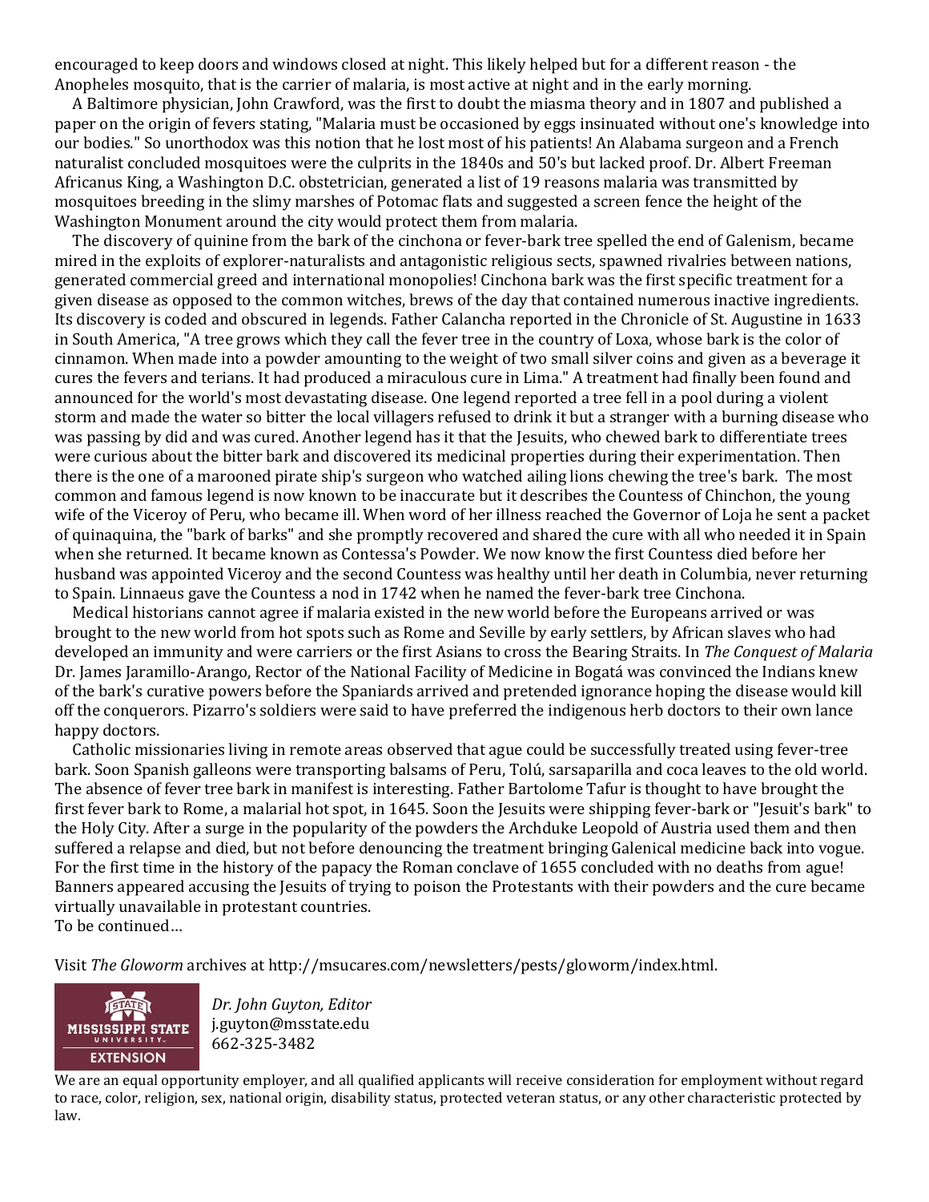encouraged to keep doors and windows closed at night. This likely helped but for a different reason - the Anopheles mosquito, that is the carrier of malaria, is most active at night and in the early morning.

A Baltimore physician, John Crawford, was the first to doubt the miasma theory and in 1807 and published a paper on the origin of fevers stating, "Malaria must be occasioned by eggs insinuated without one's knowledge into our bodies." So unorthodox was this notion that he lost most of his patients! An Alabama surgeon and a French naturalist concluded mosquitoes were the culprits in the 1840s and 50's but lacked proof. Dr. Albert Freeman Africanus King, a Washington D.C. obstetrician, generated a list of 19 reasons malaria was transmitted by mosquitoes breeding in the slimy marshes of Potomac flats and suggested a screen fence the height of the Washington Monument around the city would protect them from malaria.

The discovery of quinine from the bark of the cinchona or fever-bark tree spelled the end of Galenism, became mired in the exploits of explorer-naturalists and antagonistic religious sects, spawned rivalries between nations, generated commercial greed and international monopolies! Cinchona bark was the first specific treatment for a given disease as opposed to the common witches, brews of the day that contained numerous inactive ingredients. Its discovery is coded and obscured in legends. Father Calancha reported in the Chronicle of St. Augustine in 1633 in South America, "A tree grows which they call the fever tree in the country of Loxa, whose bark is the color of cinnamon. When made into a powder amounting to the weight of two small silver coins and given as a beverage it cures the fevers and terians. It had produced a miraculous cure in Lima." A treatment had finally been found and announced for the world's most devastating disease. One legend reported a tree fell in a pool during a violent storm and made the water so bitter the local villagers refused to drink it but a stranger with a burning disease who was passing by did and was cured. Another legend has it that the Jesuits, who chewed bark to differentiate trees were curious about the bitter bark and discovered its medicinal properties during their experimentation. Then there is the one of a marooned pirate ship's surgeon who watched ailing lions chewing the tree's bark. The most common and famous legend is now known to be inaccurate but it describes the Countess of Chinchon, the young wife of the Viceroy of Peru, who became ill. When word of her illness reached the Governor of Loja he sent a packet of quinaquina, the "bark of barks" and she promptly recovered and shared the cure with all who needed it in Spain when she returned. It became known as Contessa's Powder. We now know the first Countess died before her husband was appointed Viceroy and the second Countess was healthy until her death in Columbia, never returning to Spain. Linnaeus gave the Countess a nod in 1742 when he named the fever-bark tree Cinchona.

Medical historians cannot agree if malaria existed in the new world before the Europeans arrived or was brought to the new world from hot spots such as Rome and Seville by early settlers, by African slaves who had developed an immunity and were carriers or the first Asians to cross the Bearing Straits. In *The Conquest of Malaria* Dr. James Jaramillo-Arango, Rector of the National Facility of Medicine in Bogatá was convinced the Indians knew of the bark's curative powers before the Spaniards arrived and pretended ignorance hoping the disease would kill off the conquerors. Pizarro's soldiers were said to have preferred the indigenous herb doctors to their own lance happy doctors.

Catholic missionaries living in remote areas observed that ague could be successfully treated using fever-tree bark. Soon Spanish galleons were transporting balsams of Peru, Tolú, sarsaparilla and coca leaves to the old world. The absence of fever tree bark in manifest is interesting. Father Bartolome Tafur is thought to have brought the first fever bark to Rome, a malarial hot spot, in 1645. Soon the Jesuits were shipping fever-bark or "Jesuit's bark" to the Holy City. After a surge in the popularity of the powders the Archduke Leopold of Austria used them and then suffered a relapse and died, but not before denouncing the treatment bringing Galenical medicine back into vogue. For the first time in the history of the papacy the Roman conclave of 1655 concluded with no deaths from ague! Banners appeared accusing the Jesuits of trying to poison the Protestants with their powders and the cure became virtually unavailable in protestant countries.

To be continued…

Visit *The Gloworm* archives at http://msucares.com/newsletters/pests/gloworm/index.html.

MISSISSIPPI STATE UNIVERSITY EXTENSION

*Dr. John Guyton, Editor*
j.guyton@msstate.edu
662-325-3482

We are an equal opportunity employer, and all qualified applicants will receive consideration for employment without regard to race, color, religion, sex, national origin, disability status, protected veteran status, or any other characteristic protected by law.